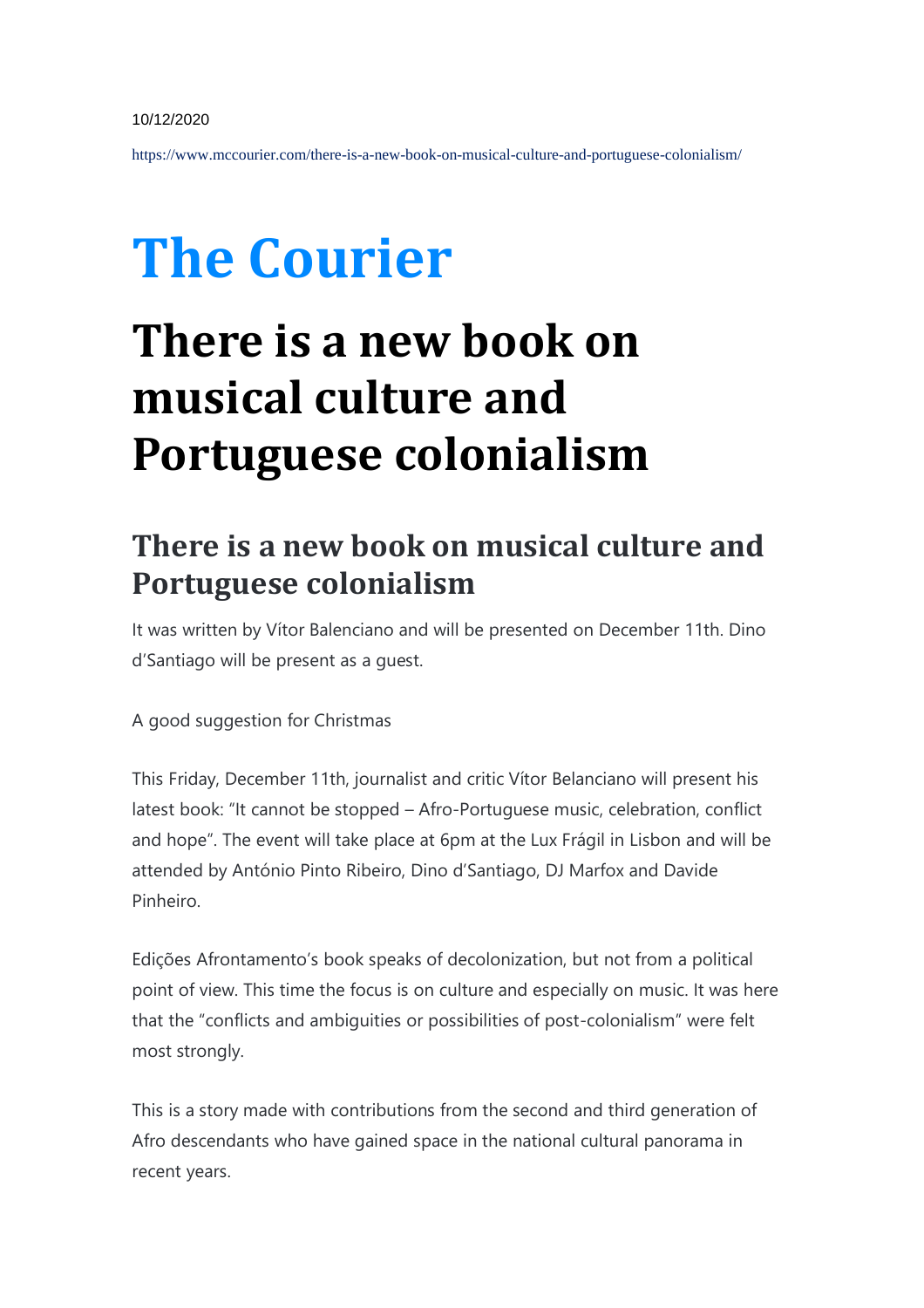10/12/2020

https://www.mccourier.com/there-is-a-new-book-on-musical-culture-and-portuguese-colonialism/

# The Courier

# There is a new book on musical culture and Portuguese colonialism

## There is a new book on musical culture and Portuguese colonialism

It was written by Vítor Balenciano and will be presented on December 11th. Dino d'Santiago will be present as a guest.

A good suggestion for Christmas

This Friday, December 11th, journalist and critic Vítor Belanciano will present his latest book: "It cannot be stopped – Afro-Portuguese music, celebration, conflict and hope". The event will take place at 6pm at the Lux Frágil in Lisbon and will be attended by António Pinto Ribeiro, Dino d'Santiago, DJ Marfox and Davide Pinheiro.

Edições Afrontamento's book speaks of decolonization, but not from a political point of view. This time the focus is on culture and especially on music. It was here that the "conflicts and ambiguities or possibilities of post-colonialism" were felt most strongly.

This is a story made with contributions from the second and third generation of Afro descendants who have gained space in the national cultural panorama in recent years.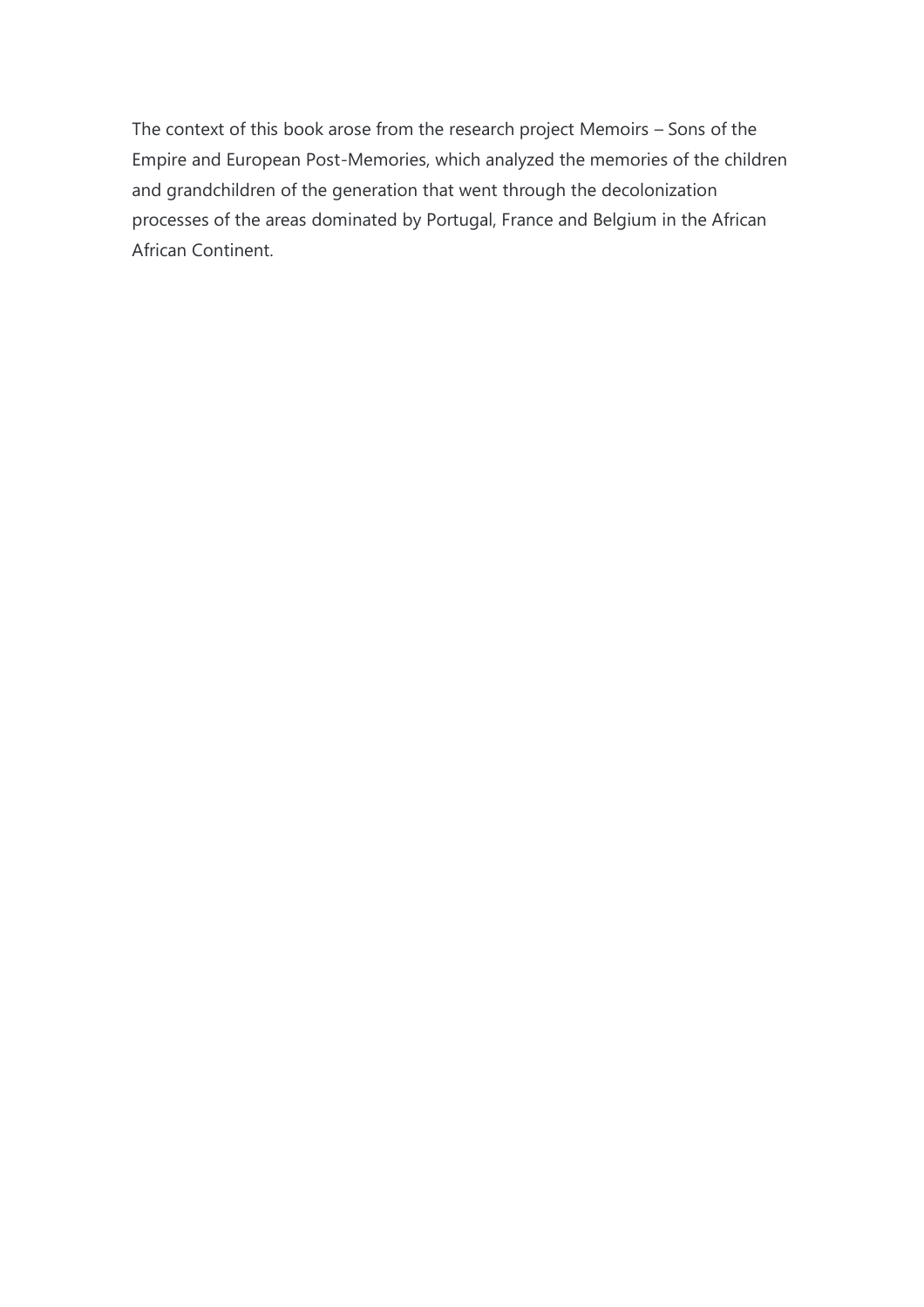The context of this book arose from the research project Memoirs – Sons of the Empire and European Post-Memories, which analyzed the memories of the children and grandchildren of the generation that went through the decolonization processes of the areas dominated by Portugal, France and Belgium in the African African Continent.